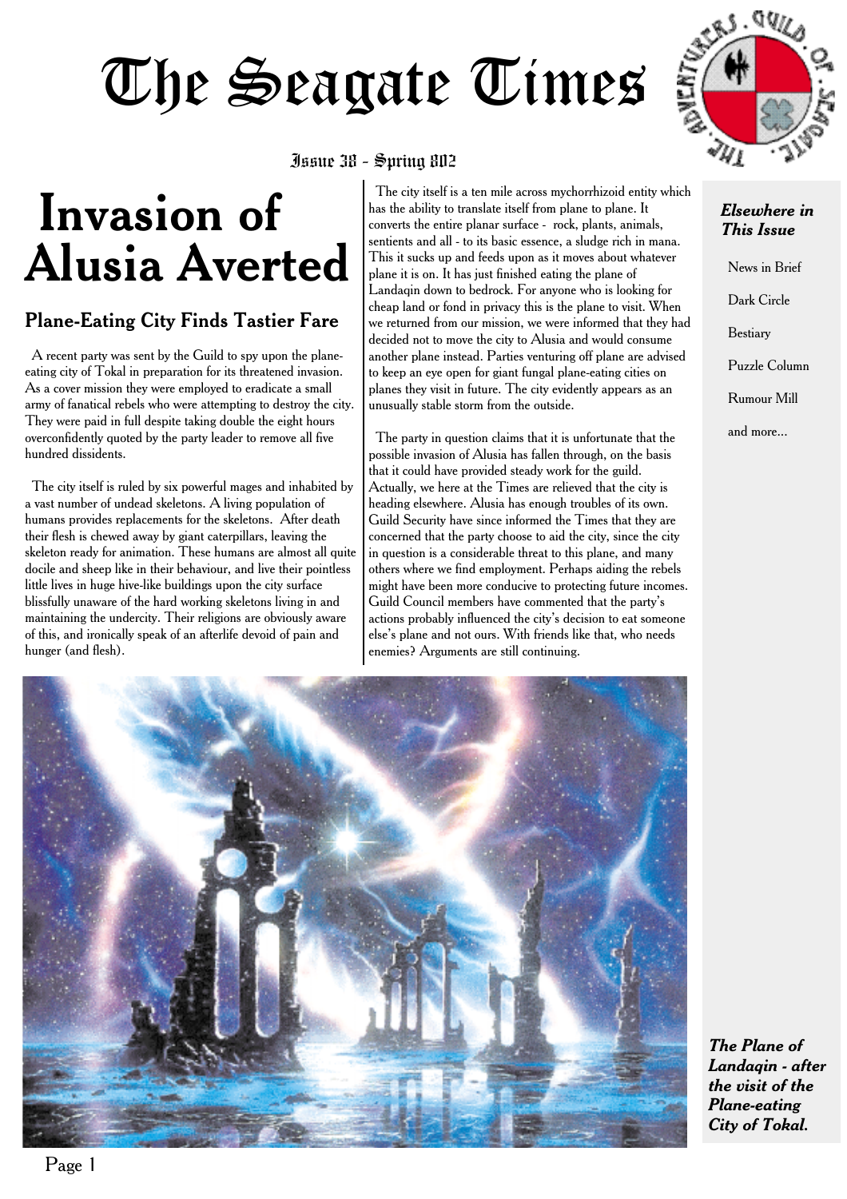# The Seagate Times

Issue 38 - Spring 802

# Invasion of Alusia Averted

## Plane-Eating City Finds Tastier Fare

A recent party was sent by the Guild to spy upon the plane-eating city of Tokal in preparation for its threatened invasion. As a cover mission they were employed to eradicate a small army of fanatical rebels who were attempting to destroy the city. They were paid in full despite taking double the eight hours overconfidently quoted by the party leader to remove all five hundred dissidents.

The city itself is ruled by six powerful mages and inhabited by a vast number of undead skeletons. A living population of humans provides replacements for the skeletons. After death their flesh is chewed away by giant caterpillars, leaving the skeleton ready for animation. These humans are almost all quite docile and sheep like in their behaviour, and live their pointless little lives in huge hive-like buildings upon the city surface blissfully unaware of the hard working skeletons living in and maintaining the undercity. Their religions are obviously aware of this, and ironically speak of an afterlife devoid of pain and hunger (and flesh).

The city itself is a ten mile across mychorrhizoid entity which has the ability to translate itself from plane to plane. It converts the entire planar surface - rock, plants, animals, sentients and all - to its basic essence, a sludge rich in mana. This it sucks up and feeds upon as it moves about whatever plane it is on. It has just finished eating the plane of Landaqin down to bedrock. For anyone who is looking for cheap land or fond in privacy this is the plane to visit. When we returned from our mission, we were informed that they had decided not to move the city to Alusia and would consume another plane instead. Parties venturing off plane are advised to keep an eye open for giant fungal plane-eating cities on planes they visit in future. The city evidently appears as an unusually stable storm from the outside.

The party in question claims that it is unfortunate that the possible invasion of Alusia has fallen through, on the basis that it could have provided steady work for the guild. Actually, we here at the Times are relieved that the city is heading elsewhere. Alusia has enough troubles of its own. Guild Security have since informed the Times that they are concerned that the party choose to aid the city, since the city in question is a considerable threat to this plane, and many others where we find employment. Perhaps aiding the rebels might have been more conducive to protecting future incomes. Guild Council members have commented that the party's actions probably influenced the city's decision to eat someone else's plane and not ours. With friends like that, who needs enemies? Arguments are still continuing.

***Elsewhere in This Issue***

- News in Brief
- Dark Circle
- Bestiary
- Puzzle Column
- Rumour Mill
- and more...

***The Plane of Landaqin - after the visit of the Plane-eating City of Tokal.***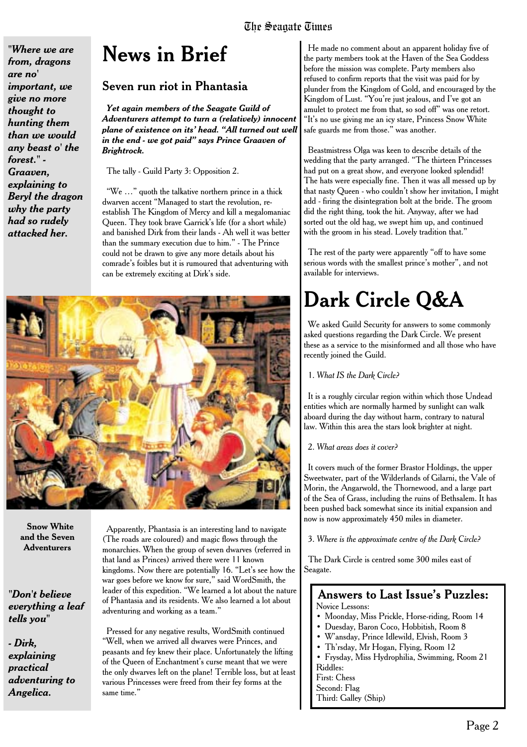*"Where we are from, dragons are no' important, we give no more thought to hunting them than we would any beast o' the forest." - Graaven, explaining to Beryl the dragon why the party had so rudely attacked her.*

# News in Brief

## Seven run riot in Phantasia

***Yet again members of the Seagate Guild of Adventurers attempt to turn a (relatively) innocent plane of existence on its' head. "All turned out well in the end - we got paid" says Prince Graaven of Brightrock.***

The tally - Guild Party 3: Opposition 2.

"We …" quoth the talkative northern prince in a thick dwarven accent "Managed to start the revolution, re-establish The Kingdom of Mercy and kill a megalomaniac Queen. They took brave Garrick's life (for a short while) and banished Dirk from their lands - Ah well it was better than the summary execution due to him." - The Prince could not be drawn to give any more details about his comrade's foibles but it is rumoured that adventuring with can be extremely exciting at Dirk's side.

**Snow White and the Seven Adventurers**

Apparently, Phantasia is an interesting land to navigate (The roads are coloured) and magic flows through the monarchies. When the group of seven dwarves (referred in that land as Princes) arrived there were 11 known kingdoms. Now there are potentially 16. "Let's see how the war goes before we know for sure," said WordSmith, the leader of this expedition. "We learned a lot about the nature of Phantasia and its residents. We also learned a lot about adventuring and working as a team."

Pressed for any negative results, WordSmith continued "Well, when we arrived all dwarves were Princes, and peasants and fey knew their place. Unfortunately the lifting of the Queen of Enchantment's curse meant that we were the only dwarves left on the plane! Terrible loss, but at least various Princesses were freed from their fey forms at the same time."

He made no comment about an apparent holiday five of the party members took at the Haven of the Sea Goddess before the mission was complete. Party members also refused to confirm reports that the visit was paid for by plunder from the Kingdom of Gold, and encouraged by the Kingdom of Lust. "You're just jealous, and I've got an amulet to protect me from that, so sod off" was one retort. "It's no use giving me an icy stare, Princess Snow White safe guards me from those." was another.

Beastmistress Olga was keen to describe details of the wedding that the party arranged. "The thirteen Princesses had put on a great show, and everyone looked splendid! The hats were especially fine. Then it was all messed up by that nasty Queen - who couldn't show her invitation, I might add - firing the disintegration bolt at the bride. The groom did the right thing, took the hit. Anyway, after we had sorted out the old hag, we swept him up, and continued with the groom in his stead. Lovely tradition that."

The rest of the party were apparently "off to have some serious words with the smallest prince's mother", and not available for interviews.

*"Don't believe everything a leaf tells you"*

*- Dirk, explaining practical adventuring to Angelica.*

# Dark Circle Q&A

We asked Guild Security for answers to some commonly asked questions regarding the Dark Circle. We present these as a service to the misinformed and all those who have recently joined the Guild.

1. *What IS the Dark Circle?*

It is a roughly circular region within which those Undead entities which are normally harmed by sunlight can walk aboard during the day without harm, contrary to natural law. Within this area the stars look brighter at night.

2. *What areas does it cover?*

It covers much of the former Brastor Holdings, the upper Sweetwater, part of the Wilderlands of Gilarni, the Vale of Morin, the Angarwold, the Thornewood, and a large part of the Sea of Grass, including the ruins of Bethsalem. It has been pushed back somewhat since its initial expansion and now is now approximately 450 miles in diameter.

3. *Where is the approximate centre of the Dark Circle?*

The Dark Circle is centred some 300 miles east of Seagate.

## Answers to Last Issue's Puzzles:

Novice Lessons:

- Moonday, Miss Prickle, Horse-riding, Room 14
- Duesday, Baron Coco, Hobbitish, Room 8
- W'ansday, Prince Idlewild, Elvish, Room 3
- Th'rsday, Mr Hogan, Flying, Room 12
- Frysday, Miss Hydrophilia, Swimming, Room 21

Riddles:

First: Chess

Second: Flag

Third: Galley (Ship)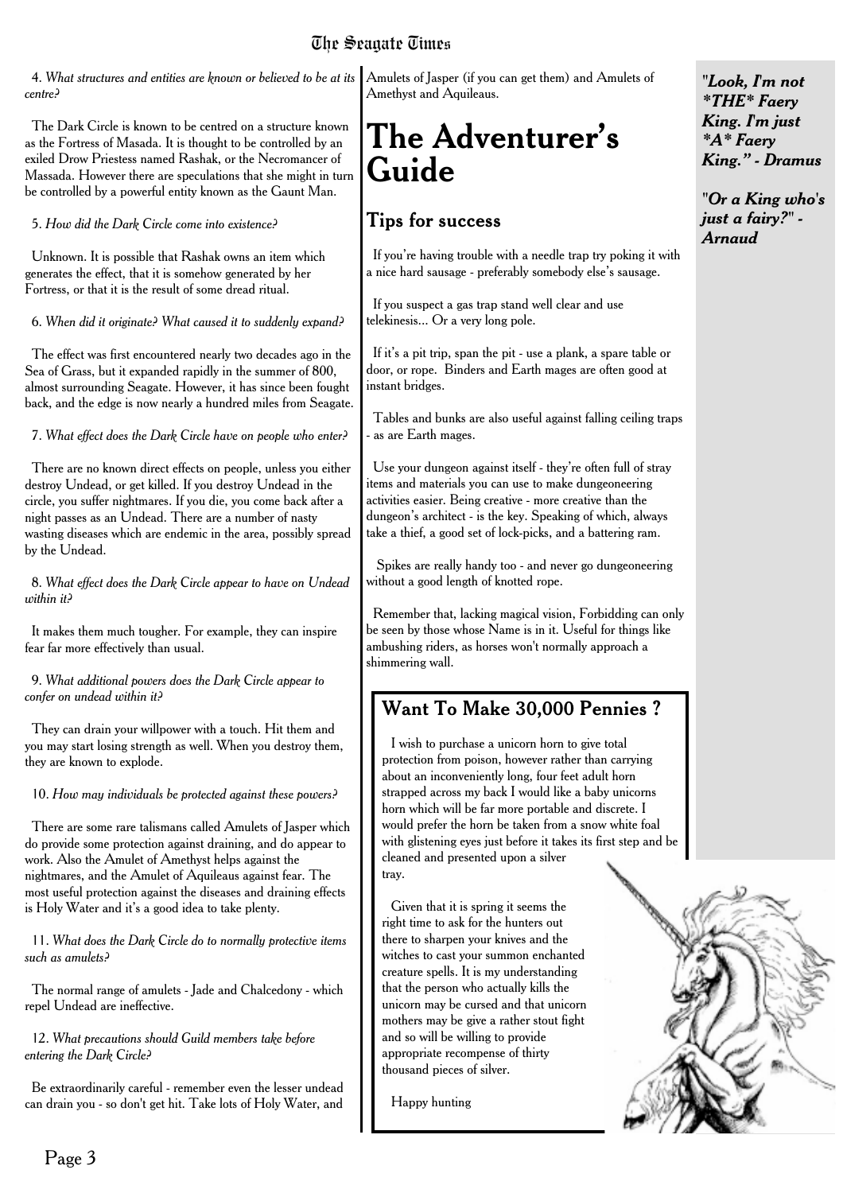4. *What structures and entities are known or believed to be at its centre?*

The Dark Circle is known to be centred on a structure known as the Fortress of Masada. It is thought to be controlled by an exiled Drow Priestess named Rashak, or the Necromancer of Massada. However there are speculations that she might in turn be controlled by a powerful entity known as the Gaunt Man.

5. *How did the Dark Circle come into existence?*

Unknown. It is possible that Rashak owns an item which generates the effect, that it is somehow generated by her Fortress, or that it is the result of some dread ritual.

6. *When did it originate? What caused it to suddenly expand?*

The effect was first encountered nearly two decades ago in the Sea of Grass, but it expanded rapidly in the summer of 800, almost surrounding Seagate. However, it has since been fought back, and the edge is now nearly a hundred miles from Seagate.

7. *What effect does the Dark Circle have on people who enter?*

There are no known direct effects on people, unless you either destroy Undead, or get killed. If you destroy Undead in the circle, you suffer nightmares. If you die, you come back after a night passes as an Undead. There are a number of nasty wasting diseases which are endemic in the area, possibly spread by the Undead.

8. *What effect does the Dark Circle appear to have on Undead within it?*

It makes them much tougher. For example, they can inspire fear far more effectively than usual.

9. *What additional powers does the Dark Circle appear to confer on undead within it?*

They can drain your willpower with a touch. Hit them and you may start losing strength as well. When you destroy them, they are known to explode.

10. *How may individuals be protected against these powers?*

There are some rare talismans called Amulets of Jasper which do provide some protection against draining, and do appear to work. Also the Amulet of Amethyst helps against the nightmares, and the Amulet of Aquileaus against fear. The most useful protection against the diseases and draining effects is Holy Water and it's a good idea to take plenty.

11. *What does the Dark Circle do to normally protective items such as amulets?*

The normal range of amulets - Jade and Chalcedony - which repel Undead are ineffective.

12. *What precautions should Guild members take before entering the Dark Circle?*

Be extraordinarily careful - remember even the lesser undead can drain you - so don't get hit. Take lots of Holy Water, and Amulets of Jasper (if you can get them) and Amulets of Amethyst and Aquileaus.

# The Adventurer's Guide

## Tips for success

If you're having trouble with a needle trap try poking it with a nice hard sausage - preferably somebody else's sausage.

If you suspect a gas trap stand well clear and use telekinesis... Or a very long pole.

If it's a pit trip, span the pit - use a plank, a spare table or door, or rope. Binders and Earth mages are often good at instant bridges.

Tables and bunks are also useful against falling ceiling traps - as are Earth mages.

Use your dungeon against itself - they're often full of stray items and materials you can use to make dungeoneering activities easier. Being creative - more creative than the dungeon's architect - is the key. Speaking of which, always take a thief, a good set of lock-picks, and a battering ram.

Spikes are really handy too - and never go dungeoneering without a good length of knotted rope.

Remember that, lacking magical vision, Forbidding can only be seen by those whose Name is in it. Useful for things like ambushing riders, as horses won't normally approach a shimmering wall.

## Want To Make 30,000 Pennies ?

I wish to purchase a unicorn horn to give total protection from poison, however rather than carrying about an inconveniently long, four feet adult horn strapped across my back I would like a baby unicorns horn which will be far more portable and discrete. I would prefer the horn be taken from a snow white foal with glistening eyes just before it takes its first step and be cleaned and presented upon a silver tray.

Given that it is spring it seems the right time to ask for the hunters out there to sharpen your knives and the witches to cast your summon enchanted creature spells. It is my understanding that the person who actually kills the unicorn may be cursed and that unicorn mothers may be give a rather stout fight and so will be willing to provide appropriate recompense of thirty thousand pieces of silver.

Happy hunting

***"Look, I'm not \*THE\* Faery King. I'm just \*A\* Faery King." - Dramus***

***"Or a King who's just a fairy?" - Arnaud***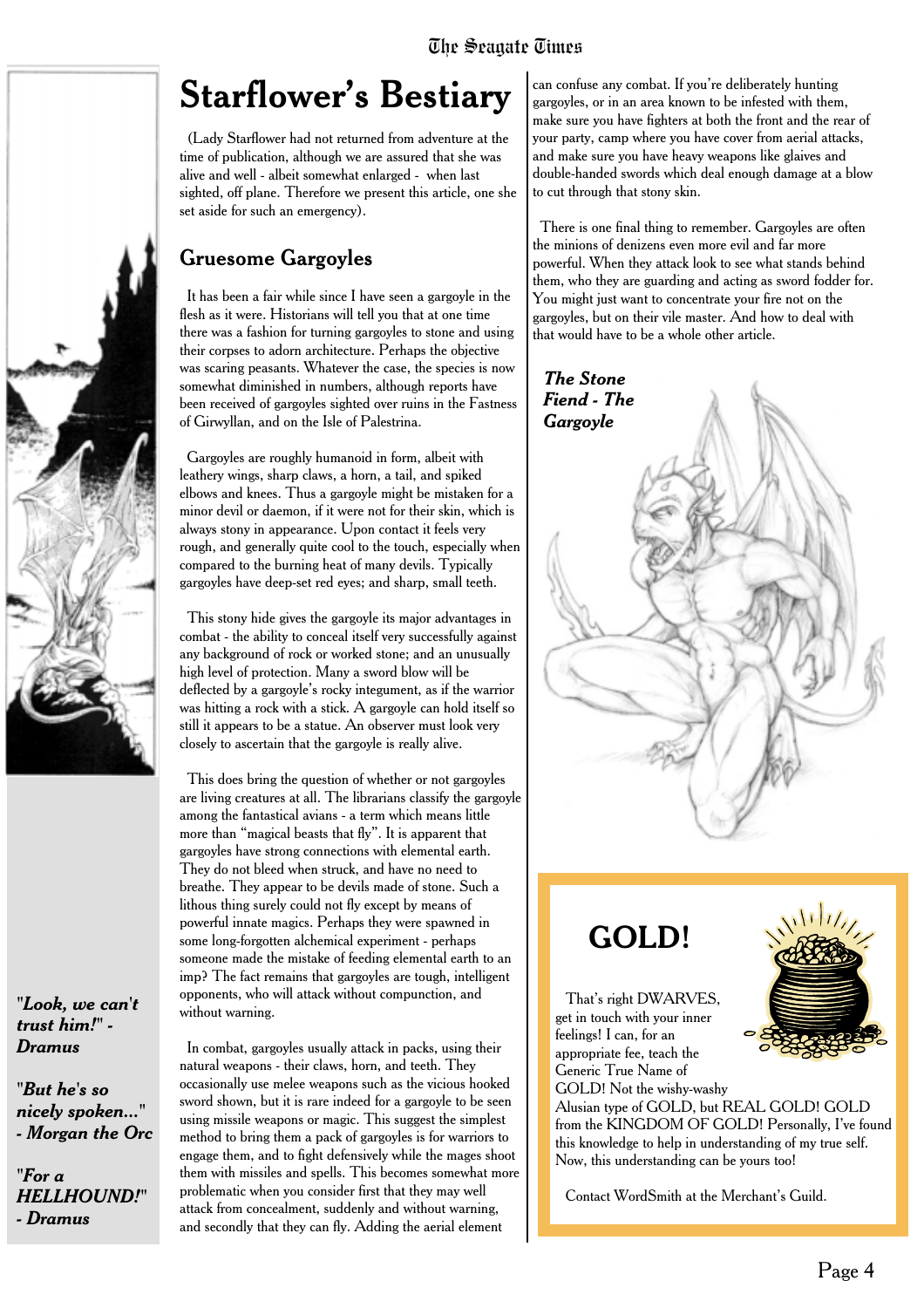# Starflower's Bestiary

(Lady Starflower had not returned from adventure at the time of publication, although we are assured that she was alive and well - albeit somewhat enlarged - when last sighted, off plane. Therefore we present this article, one she set aside for such an emergency).

## Gruesome Gargoyles

It has been a fair while since I have seen a gargoyle in the flesh as it were. Historians will tell you that at one time there was a fashion for turning gargoyles to stone and using their corpses to adorn architecture. Perhaps the objective was scaring peasants. Whatever the case, the species is now somewhat diminished in numbers, although reports have been received of gargoyles sighted over ruins in the Fastness of Girwyllan, and on the Isle of Palestrina.

Gargoyles are roughly humanoid in form, albeit with leathery wings, sharp claws, a horn, a tail, and spiked elbows and knees. Thus a gargoyle might be mistaken for a minor devil or daemon, if it were not for their skin, which is always stony in appearance. Upon contact it feels very rough, and generally quite cool to the touch, especially when compared to the burning heat of many devils. Typically gargoyles have deep-set red eyes; and sharp, small teeth.

This stony hide gives the gargoyle its major advantages in combat - the ability to conceal itself very successfully against any background of rock or worked stone; and an unusually high level of protection. Many a sword blow will be deflected by a gargoyle's rocky integument, as if the warrior was hitting a rock with a stick. A gargoyle can hold itself so still it appears to be a statue. An observer must look very closely to ascertain that the gargoyle is really alive.

This does bring the question of whether or not gargoyles are living creatures at all. The librarians classify the gargoyle among the fantastical avians - a term which means little more than "magical beasts that fly". It is apparent that gargoyles have strong connections with elemental earth. They do not bleed when struck, and have no need to breathe. They appear to be devils made of stone. Such a lithous thing surely could not fly except by means of powerful innate magics. Perhaps they were spawned in some long-forgotten alchemical experiment - perhaps someone made the mistake of feeding elemental earth to an imp? The fact remains that gargoyles are tough, intelligent opponents, who will attack without compunction, and without warning.

In combat, gargoyles usually attack in packs, using their natural weapons - their claws, horn, and teeth. They occasionally use melee weapons such as the vicious hooked sword shown, but it is rare indeed for a gargoyle to be seen using missile weapons or magic. This suggest the simplest method to bring them a pack of gargoyles is for warriors to engage them, and to fight defensively while the mages shoot them with missiles and spells. This becomes somewhat more problematic when you consider first that they may well attack from concealment, suddenly and without warning, and secondly that they can fly. Adding the aerial element can confuse any combat. If you're deliberately hunting gargoyles, or in an area known to be infested with them, make sure you have fighters at both the front and the rear of your party, camp where you have cover from aerial attacks, and make sure you have heavy weapons like glaives and double-handed swords which deal enough damage at a blow to cut through that stony skin.

There is one final thing to remember. Gargoyles are often the minions of denizens even more evil and far more powerful. When they attack look to see what stands behind them, who they are guarding and acting as sword fodder for. You might just want to concentrate your fire not on the gargoyles, but on their vile master. And how to deal with that would have to be a whole other article.

***The Stone Fiend - The Gargoyle***

***"Look, we can't trust him!" - Dramus***

***"But he's so nicely spoken..." - Morgan the Orc***

***"For a HELLHOUND!" - Dramus***

## GOLD!

That's right DWARVES, get in touch with your inner feelings! I can, for an appropriate fee, teach the Generic True Name of GOLD! Not the wishy-washy Alusian type of GOLD, but REAL GOLD! GOLD from the KINGDOM OF GOLD! Personally, I've found this knowledge to help in understanding of my true self. Now, this understanding can be yours too!

Contact WordSmith at the Merchant's Guild.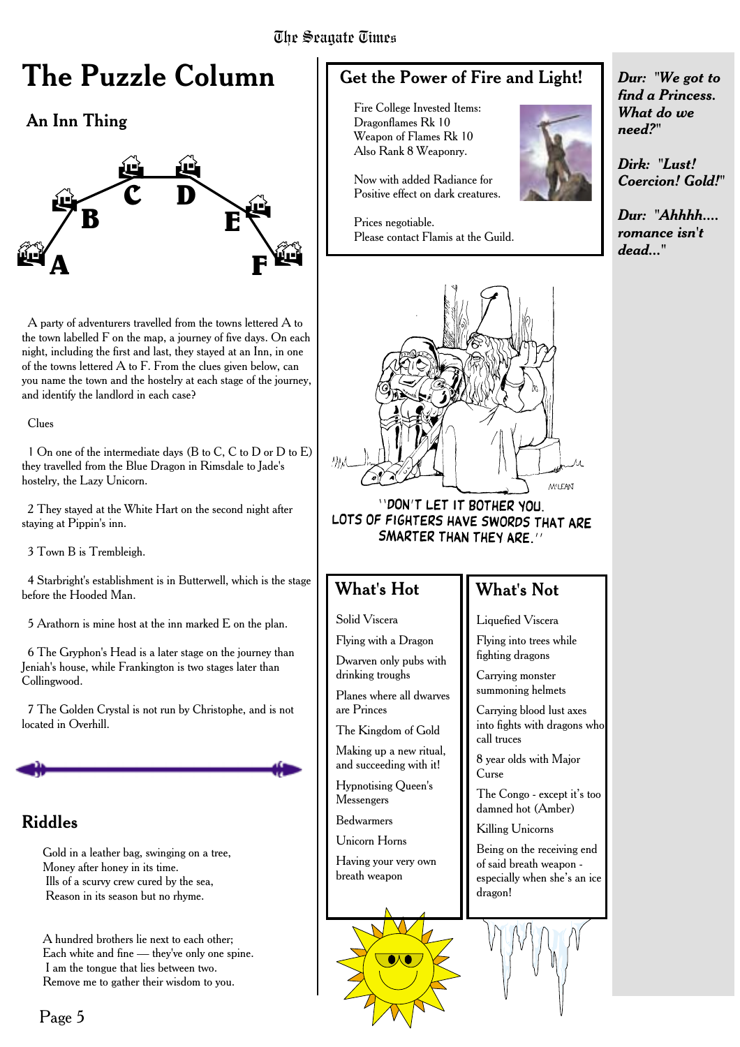# The Puzzle Column

## An Inn Thing

A party of adventurers travelled from the towns lettered A to the town labelled F on the map, a journey of five days. On each night, including the first and last, they stayed at an Inn, in one of the towns lettered A to F. From the clues given below, can you name the town and the hostelry at each stage of the journey, and identify the landlord in each case?

Clues

1 On one of the intermediate days (B to C, C to D or D to E) they travelled from the Blue Dragon in Rimsdale to Jade's hostelry, the Lazy Unicorn.

2 They stayed at the White Hart on the second night after staying at Pippin's inn.

3 Town B is Trembleigh.

4 Starbright's establishment is in Butterwell, which is the stage before the Hooded Man.

5 Arathorn is mine host at the inn marked E on the plan.

6 The Gryphon's Head is a later stage on the journey than Jeniah's house, while Frankington is two stages later than Collingwood.

7 The Golden Crystal is not run by Christophe, and is not located in Overhill.

## Riddles

Gold in a leather bag, swinging on a tree,
Money after honey in its time.
Ills of a scurvy crew cured by the sea,
Reason in its season but no rhyme.

A hundred brothers lie next to each other;
Each white and fine — they've only one spine.
I am the tongue that lies between two.
Remove me to gather their wisdom to you.

## Get the Power of Fire and Light!

Fire College Invested Items:
Dragonflames Rk 10
Weapon of Flames Rk 10
Also Rank 8 Weaponry.

Now with added Radiance for
Positive effect on dark creatures.

Prices negotiable.
Please contact Flamis at the Guild.

"DON'T LET IT BOTHER YOU.
LOTS OF FIGHTERS HAVE SWORDS THAT ARE
SMARTER THAN THEY ARE."

## What's Hot

- Solid Viscera
- Flying with a Dragon
- Dwarven only pubs with drinking troughs
- Planes where all dwarves are Princes
- The Kingdom of Gold
- Making up a new ritual, and succeeding with it!
- Hypnotising Queen's Messengers
- Bedwarmers
- Unicorn Horns
- Having your very own breath weapon

## What's Not

- Liquefied Viscera
- Flying into trees while fighting dragons
- Carrying monster summoning helmets
- Carrying blood lust axes into fights with dragons who call truces
- 8 year olds with Major Curse
- The Congo - except it's too damned hot (Amber)
- Killing Unicorns
- Being on the receiving end of said breath weapon - especially when she's an ice dragon!

***Dur: "We got to find a Princess. What do we need?"***

***Dirk: "Lust! Coercion! Gold!"***

***Dur: "Ahhhh.... romance isn't dead..."***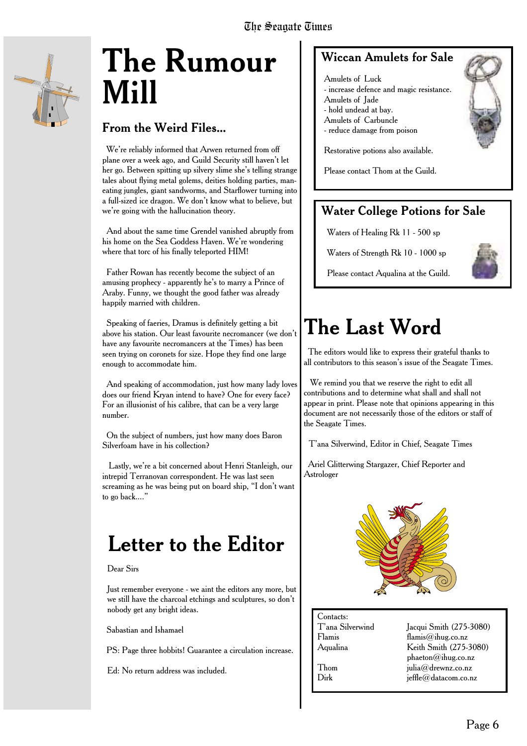# The Rumour Mill

## From the Weird Files...

We're reliably informed that Arwen returned from off plane over a week ago, and Guild Security still haven't let her go. Between spitting up silvery slime she's telling strange tales about flying metal golems, deities holding parties, man-eating jungles, giant sandworms, and Starflower turning into a full-sized ice dragon. We don't know what to believe, but we're going with the hallucination theory.

And about the same time Grendel vanished abruptly from his home on the Sea Goddess Haven. We're wondering where that torc of his finally teleported HIM!

Father Rowan has recently become the subject of an amusing prophecy - apparently he's to marry a Prince of Araby. Funny, we thought the good father was already happily married with children.

Speaking of faeries, Dramus is definitely getting a bit above his station. Our least favourite necromancer (we don't have any favourite necromancers at the Times) has been seen trying on coronets for size. Hope they find one large enough to accommodate him.

And speaking of accommodation, just how many lady loves does our friend Kryan intend to have? One for every face? For an illusionist of his calibre, that can be a very large number.

On the subject of numbers, just how many does Baron Silverfoam have in his collection?

Lastly, we're a bit concerned about Henri Stanleigh, our intrepid Terranovan correspondent. He was last seen screaming as he was being put on board ship, "I don't want to go back...."

# Letter to the Editor

Dear Sirs

Just remember everyone - we aint the editors any more, but we still have the charcoal etchings and sculptures, so don't nobody get any bright ideas.

Sabastian and Ishamael

PS: Page three hobbits! Guarantee a circulation increase.

Ed: No return address was included.

## Wiccan Amulets for Sale

Amulets of Luck
- increase defence and magic resistance.
Amulets of Jade
- hold undead at bay.
Amulets of Carbuncle
- reduce damage from poison

Restorative potions also available.

Please contact Thom at the Guild.

## Water College Potions for Sale

Waters of Healing Rk 11 - 500 sp

Waters of Strength Rk 10 - 1000 sp

Please contact Aqualina at the Guild.

# The Last Word

The editors would like to express their grateful thanks to all contributors to this season's issue of the Seagate Times.

We remind you that we reserve the right to edit all contributions and to determine what shall and shall not appear in print. Please note that opinions appearing in this document are not necessarily those of the editors or staff of the Seagate Times.

T'ana Silverwind, Editor in Chief, Seagate Times

Ariel Glitterwing Stargazer, Chief Reporter and Astrologer

Contacts:

| | |
|---|---|
| T'ana Silverwind | Jacqui Smith (275-3080) |
| Flamis | flamis@ihug.co.nz |
| Aqualina | Keith Smith (275-3080) phaeton@ihug.co.nz |
| Thom | julia@drewnz.co.nz |
| Dirk | jeffle@datacom.co.nz |